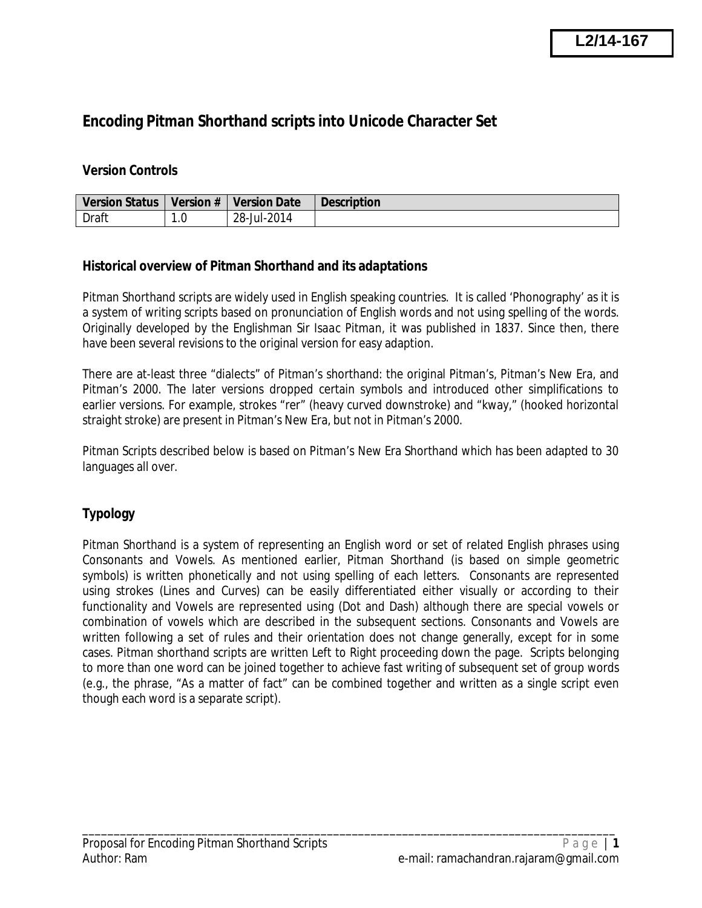L2/14-167

# Encoding Pitman Shorthand scripts into Unicode Character Set

## Version Controls

| Version Status | Version # | Version Date | Description |
|---|---|---|---|
| Draft | 1.0 | 28-Jul-2014 | |

## Historical overview of Pitman Shorthand and its adaptations

Pitman Shorthand scripts are widely used in English speaking countries. It is called 'Phonography' as it is a system of writing scripts based on pronunciation of English words and not using spelling of the words. Originally developed by the Englishman Sir Isaac Pitman, it was published in 1837. Since then, there have been several revisions to the original version for easy adaption.

There are at-least three "dialects" of Pitman's shorthand: the original Pitman's, Pitman's New Era, and Pitman's 2000. The later versions dropped certain symbols and introduced other simplifications to earlier versions. For example, strokes "rer" (heavy curved downstroke) and "kway," (hooked horizontal straight stroke) are present in Pitman's New Era, but not in Pitman's 2000.

Pitman Scripts described below is based on Pitman's New Era Shorthand which has been adapted to 30 languages all over.

## Typology

Pitman Shorthand is a system of representing an English word or set of related English phrases using Consonants and Vowels. As mentioned earlier, Pitman Shorthand (is based on simple geometric symbols) is written phonetically and not using spelling of each letters. Consonants are represented using strokes (Lines and Curves) can be easily differentiated either visually or according to their functionality and Vowels are represented using (Dot and Dash) although there are special vowels or combination of vowels which are described in the subsequent sections. Consonants and Vowels are written following a set of rules and their orientation does not change generally, except for in some cases. Pitman shorthand scripts are written Left to Right proceeding down the page. Scripts belonging to more than one word can be joined together to achieve fast writing of subsequent set of group words (e.g., the phrase, "As a matter of fact" can be combined together and written as a single script even though each word is a separate script).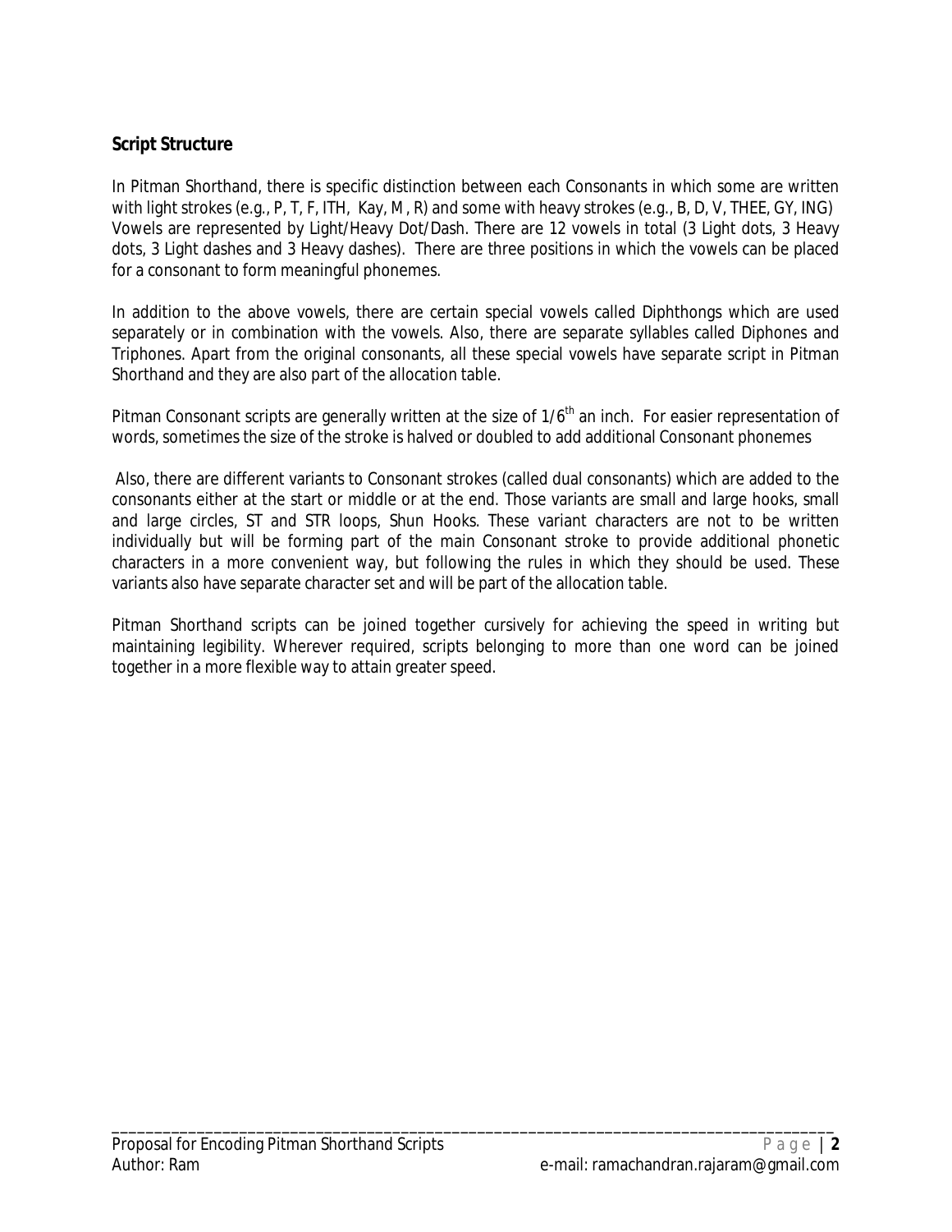## Script Structure

In Pitman Shorthand, there is specific distinction between each Consonants in which some are written with light strokes (e.g., P, T, F, ITH, Kay, M, R) and some with heavy strokes (e.g., B, D, V, THEE, GY, ING) Vowels are represented by Light/Heavy Dot/Dash. There are 12 vowels in total (3 Light dots, 3 Heavy dots, 3 Light dashes and 3 Heavy dashes). There are three positions in which the vowels can be placed for a consonant to form meaningful phonemes.

In addition to the above vowels, there are certain special vowels called Diphthongs which are used separately or in combination with the vowels. Also, there are separate syllables called Diphones and Triphones. Apart from the original consonants, all these special vowels have separate script in Pitman Shorthand and they are also part of the allocation table.

Pitman Consonant scripts are generally written at the size of 1/6$^{th}$ an inch. For easier representation of words, sometimes the size of the stroke is halved or doubled to add additional Consonant phonemes

Also, there are different variants to Consonant strokes (called dual consonants) which are added to the consonants either at the start or middle or at the end. Those variants are small and large hooks, small and large circles, ST and STR loops, Shun Hooks. These variant characters are not to be written individually but will be forming part of the main Consonant stroke to provide additional phonetic characters in a more convenient way, but following the rules in which they should be used. These variants also have separate character set and will be part of the allocation table.

Pitman Shorthand scripts can be joined together cursively for achieving the speed in writing but maintaining legibility. Wherever required, scripts belonging to more than one word can be joined together in a more flexible way to attain greater speed.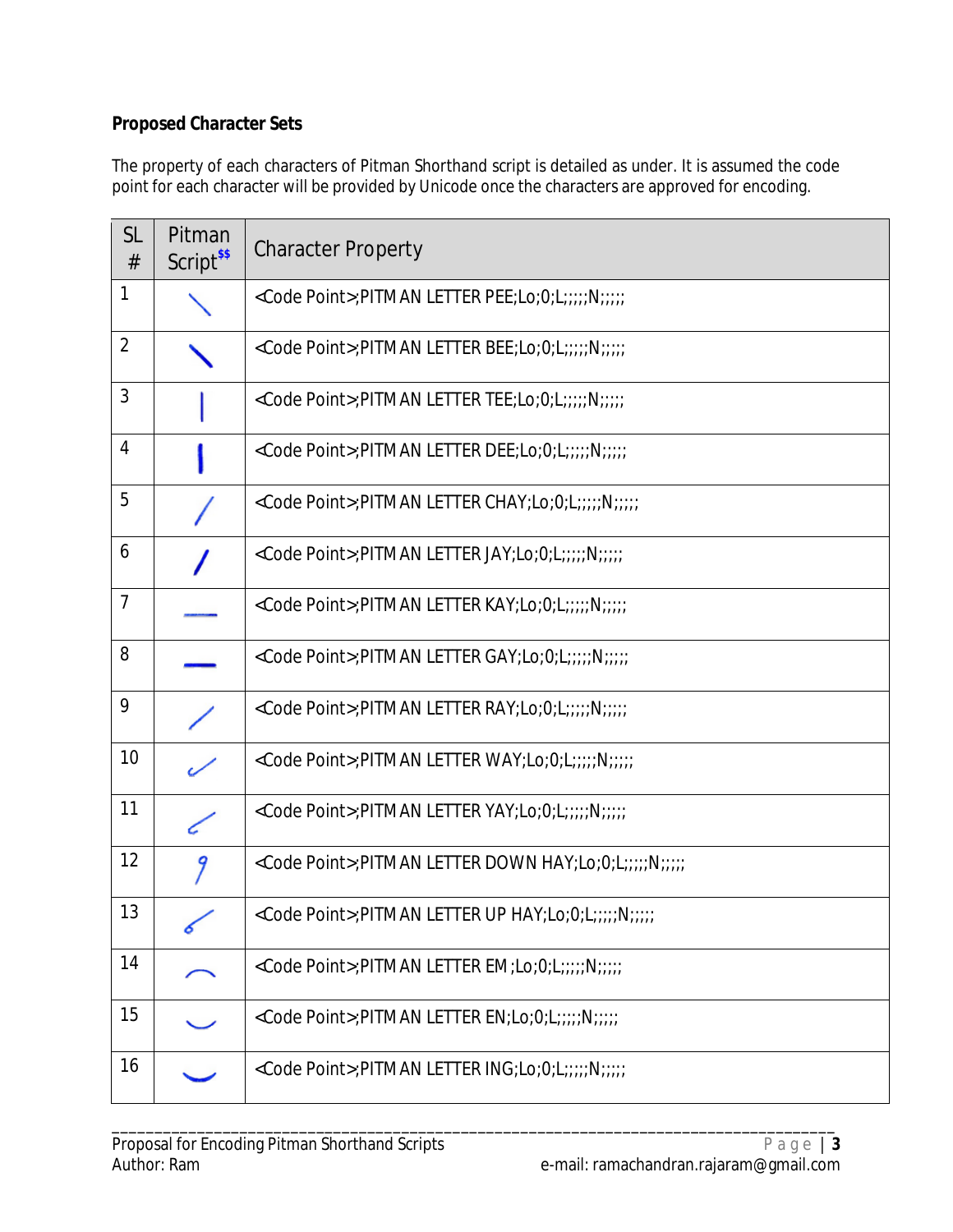**Proposed Character Sets**

The property of each characters of Pitman Shorthand script is detailed as under. It is assumed the code point for each character will be provided by Unicode once the characters are approved for encoding.

| SL # | Pitman Script[$$] | Character Property |
|---|---|---|
| 1 | | <Code Point>;PITMAN LETTER PEE;Lo;0;L;;;;;N;;;;; |
| 2 | | <Code Point>;PITMAN LETTER BEE;Lo;0;L;;;;;N;;;;; |
| 3 | | <Code Point>;PITMAN LETTER TEE;Lo;0;L;;;;;N;;;;; |
| 4 | | <Code Point>;PITMAN LETTER DEE;Lo;0;L;;;;;N;;;;; |
| 5 | | <Code Point>;PITMAN LETTER CHAY;Lo;0;L;;;;;N;;;;; |
| 6 | | <Code Point>;PITMAN LETTER JAY;Lo;0;L;;;;;N;;;;; |
| 7 | | <Code Point>;PITMAN LETTER KAY;Lo;0;L;;;;;N;;;;; |
| 8 | | <Code Point>;PITMAN LETTER GAY;Lo;0;L;;;;;N;;;;; |
| 9 | | <Code Point>;PITMAN LETTER RAY;Lo;0;L;;;;;N;;;;; |
| 10 | | <Code Point>;PITMAN LETTER WAY;Lo;0;L;;;;;N;;;;; |
| 11 | | <Code Point>;PITMAN LETTER YAY;Lo;0;L;;;;;N;;;;; |
| 12 | | <Code Point>;PITMAN LETTER DOWN HAY;Lo;0;L;;;;;N;;;;; |
| 13 | | <Code Point>;PITMAN LETTER UP HAY;Lo;0;L;;;;;N;;;;; |
| 14 | | <Code Point>;PITMAN LETTER EM;Lo;0;L;;;;;N;;;;; |
| 15 | | <Code Point>;PITMAN LETTER EN;Lo;0;L;;;;;N;;;;; |
| 16 | | <Code Point>;PITMAN LETTER ING;Lo;0;L;;;;;N;;;;; |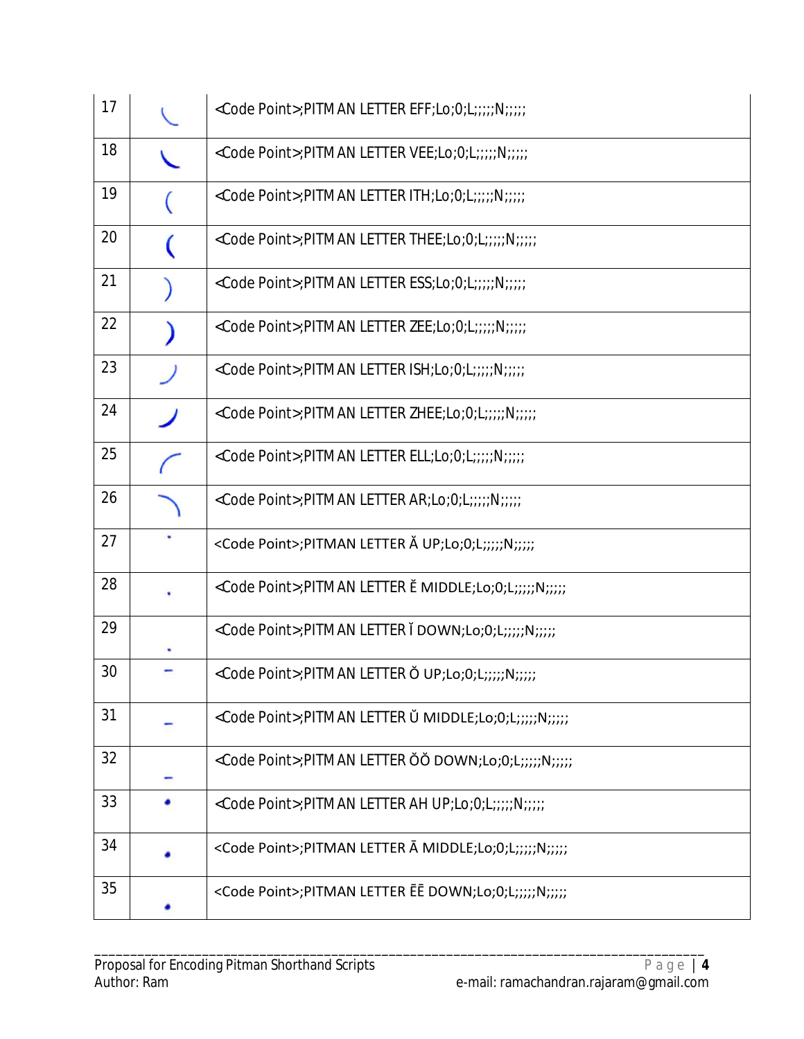| | | |
|---|---|---|
| 17 | | <Code Point>;PITMAN LETTER EFF;Lo;0;L;;;;;N;;;;; |
| 18 | | <Code Point>;PITMAN LETTER VEE;Lo;0;L;;;;;N;;;;; |
| 19 | | <Code Point>;PITMAN LETTER ITH;Lo;0;L;;;;;N;;;;; |
| 20 | | <Code Point>;PITMAN LETTER THEE;Lo;0;L;;;;;N;;;;; |
| 21 | | <Code Point>;PITMAN LETTER ESS;Lo;0;L;;;;;N;;;;; |
| 22 | | <Code Point>;PITMAN LETTER ZEE;Lo;0;L;;;;;N;;;;; |
| 23 | | <Code Point>;PITMAN LETTER ISH;Lo;0;L;;;;;N;;;;; |
| 24 | | <Code Point>;PITMAN LETTER ZHEE;Lo;0;L;;;;;N;;;;; |
| 25 | | <Code Point>;PITMAN LETTER ELL;Lo;0;L;;;;;N;;;;; |
| 26 | | <Code Point>;PITMAN LETTER AR;Lo;0;L;;;;;N;;;;; |
| 27 | | <Code Point>;PITMAN LETTER Ă UP;Lo;0;L;;;;;N;;;;; |
| 28 | | <Code Point>;PITMAN LETTER Ĕ MIDDLE;Lo;0;L;;;;;N;;;;; |
| 29 | | <Code Point>;PITMAN LETTER Ĭ DOWN;Lo;0;L;;;;;N;;;;; |
| 30 | | <Code Point>;PITMAN LETTER Ŏ UP;Lo;0;L;;;;;N;;;;; |
| 31 | | <Code Point>;PITMAN LETTER Ŭ MIDDLE;Lo;0;L;;;;;N;;;;; |
| 32 | | <Code Point>;PITMAN LETTER ŎŎ DOWN;Lo;0;L;;;;;N;;;;; |
| 33 | | <Code Point>;PITMAN LETTER AH UP;Lo;0;L;;;;;N;;;;; |
| 34 | | <Code Point>;PITMAN LETTER Ā MIDDLE;Lo;0;L;;;;;N;;;;; |
| 35 | | <Code Point>;PITMAN LETTER ĒĒ DOWN;Lo;0;L;;;;;N;;;;; |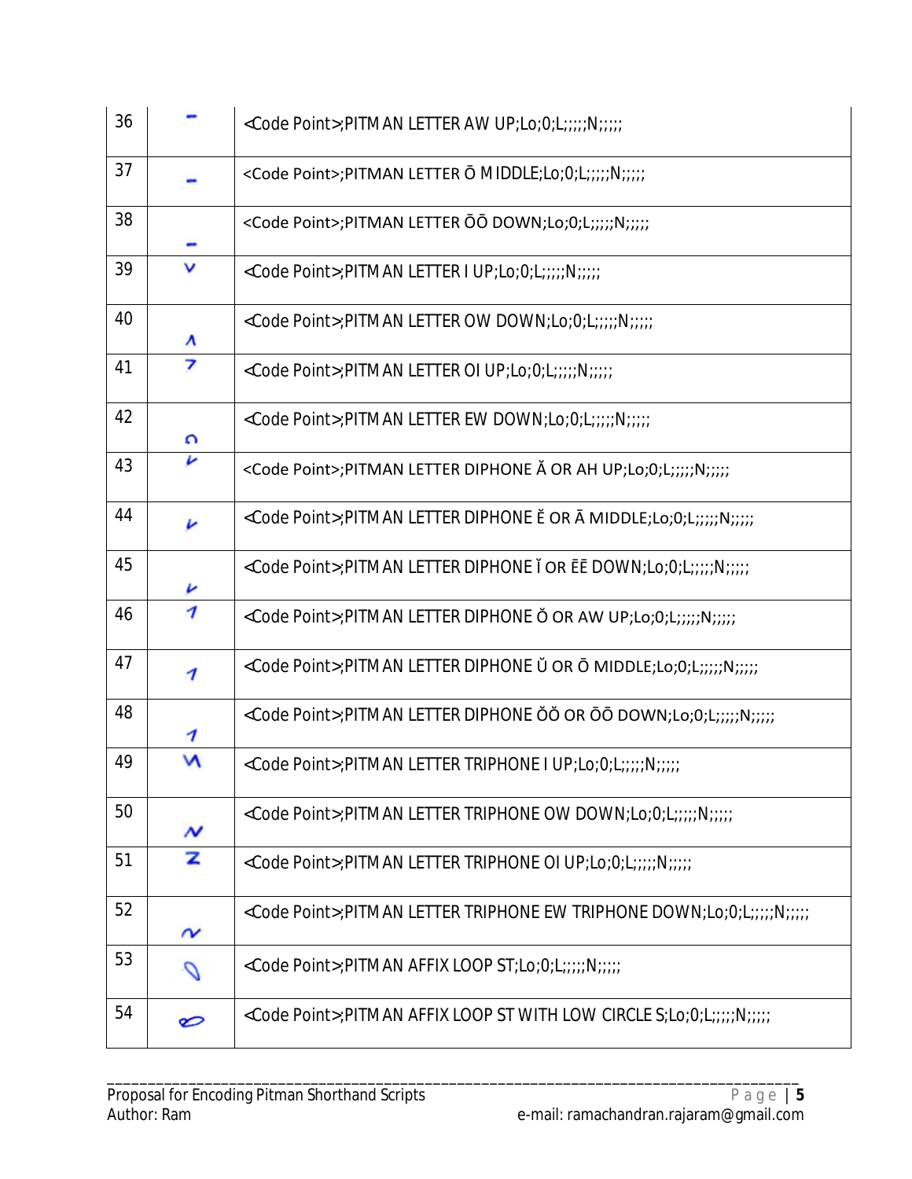| | | |
|---|---|---|
| 36 | | <Code Point>;PITMAN LETTER AW UP;Lo;0;L;;;;;N;;;;; |
| 37 | | <Code Point>;PITMAN LETTER Ō MIDDLE;Lo;0;L;;;;;N;;;;; |
| 38 | | <Code Point>;PITMAN LETTER ŌŌ DOWN;Lo;0;L;;;;;N;;;;; |
| 39 | | <Code Point>;PITMAN LETTER I UP;Lo;0;L;;;;;N;;;;; |
| 40 | | <Code Point>;PITMAN LETTER OW DOWN;Lo;0;L;;;;;N;;;;; |
| 41 | | <Code Point>;PITMAN LETTER OI UP;Lo;0;L;;;;;N;;;;; |
| 42 | | <Code Point>;PITMAN LETTER EW DOWN;Lo;0;L;;;;;N;;;;; |
| 43 | | <Code Point>;PITMAN LETTER DIPHONE Ă OR AH UP;Lo;0;L;;;;;N;;;;; |
| 44 | | <Code Point>;PITMAN LETTER DIPHONE Ĕ OR Ā MIDDLE;Lo;0;L;;;;;N;;;;; |
| 45 | | <Code Point>;PITMAN LETTER DIPHONE Ĭ OR ĒĒ DOWN;Lo;0;L;;;;;N;;;;; |
| 46 | | <Code Point>;PITMAN LETTER DIPHONE Ŏ OR AW UP;Lo;0;L;;;;;N;;;;; |
| 47 | | <Code Point>;PITMAN LETTER DIPHONE Ŭ OR Ō MIDDLE;Lo;0;L;;;;;N;;;;; |
| 48 | | <Code Point>;PITMAN LETTER DIPHONE ŎŎ OR ŌŌ DOWN;Lo;0;L;;;;;N;;;;; |
| 49 | | <Code Point>;PITMAN LETTER TRIPHONE I UP;Lo;0;L;;;;;N;;;;; |
| 50 | | <Code Point>;PITMAN LETTER TRIPHONE OW DOWN;Lo;0;L;;;;;N;;;;; |
| 51 | | <Code Point>;PITMAN LETTER TRIPHONE OI UP;Lo;0;L;;;;;N;;;;; |
| 52 | | <Code Point>;PITMAN LETTER TRIPHONE EW TRIPHONE DOWN;Lo;0;L;;;;;N;;;;; |
| 53 | | <Code Point>;PITMAN AFFIX LOOP ST;Lo;0;L;;;;;N;;;;; |
| 54 | | <Code Point>;PITMAN AFFIX LOOP ST WITH LOW CIRCLE S;Lo;0;L;;;;;N;;;;; |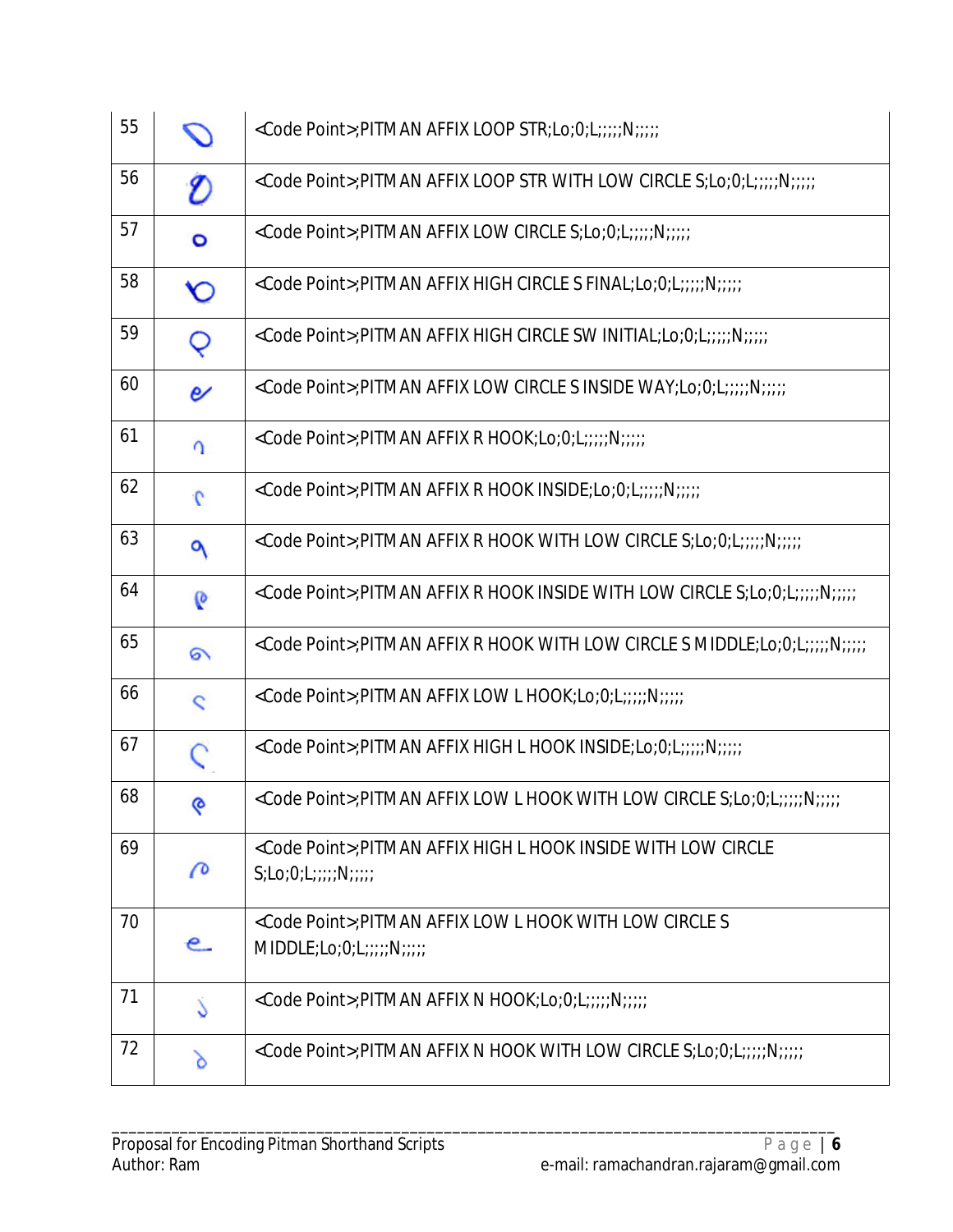| | | |
|---|---|---|
| 55 | | <Code Point>;PITMAN AFFIX LOOP STR;Lo;0;L;;;;;N;;;;; |
| 56 | | <Code Point>;PITMAN AFFIX LOOP STR WITH LOW CIRCLE S;Lo;0;L;;;;;N;;;;; |
| 57 | | <Code Point>;PITMAN AFFIX LOW CIRCLE S;Lo;0;L;;;;;N;;;;; |
| 58 | | <Code Point>;PITMAN AFFIX HIGH CIRCLE S FINAL;Lo;0;L;;;;;N;;;;; |
| 59 | | <Code Point>;PITMAN AFFIX HIGH CIRCLE SW INITIAL;Lo;0;L;;;;;N;;;;; |
| 60 | | <Code Point>;PITMAN AFFIX LOW CIRCLE S INSIDE WAY;Lo;0;L;;;;;N;;;;; |
| 61 | | <Code Point>;PITMAN AFFIX R HOOK;Lo;0;L;;;;;N;;;;; |
| 62 | | <Code Point>;PITMAN AFFIX R HOOK INSIDE;Lo;0;L;;;;;N;;;;; |
| 63 | | <Code Point>;PITMAN AFFIX R HOOK WITH LOW CIRCLE S;Lo;0;L;;;;;N;;;;; |
| 64 | | <Code Point>;PITMAN AFFIX R HOOK INSIDE WITH LOW CIRCLE S;Lo;0;L;;;;;N;;;;; |
| 65 | | <Code Point>;PITMAN AFFIX R HOOK WITH LOW CIRCLE S MIDDLE;Lo;0;L;;;;;N;;;;; |
| 66 | | <Code Point>;PITMAN AFFIX LOW L HOOK;Lo;0;L;;;;;N;;;;; |
| 67 | | <Code Point>;PITMAN AFFIX HIGH L HOOK INSIDE;Lo;0;L;;;;;N;;;;; |
| 68 | | <Code Point>;PITMAN AFFIX LOW L HOOK WITH LOW CIRCLE S;Lo;0;L;;;;;N;;;;; |
| 69 | | <Code Point>;PITMAN AFFIX HIGH L HOOK INSIDE WITH LOW CIRCLE S;Lo;0;L;;;;;N;;;;; |
| 70 | | <Code Point>;PITMAN AFFIX LOW L HOOK WITH LOW CIRCLE S MIDDLE;Lo;0;L;;;;;N;;;;; |
| 71 | | <Code Point>;PITMAN AFFIX N HOOK;Lo;0;L;;;;;N;;;;; |
| 72 | | <Code Point>;PITMAN AFFIX N HOOK WITH LOW CIRCLE S;Lo;0;L;;;;;N;;;;; |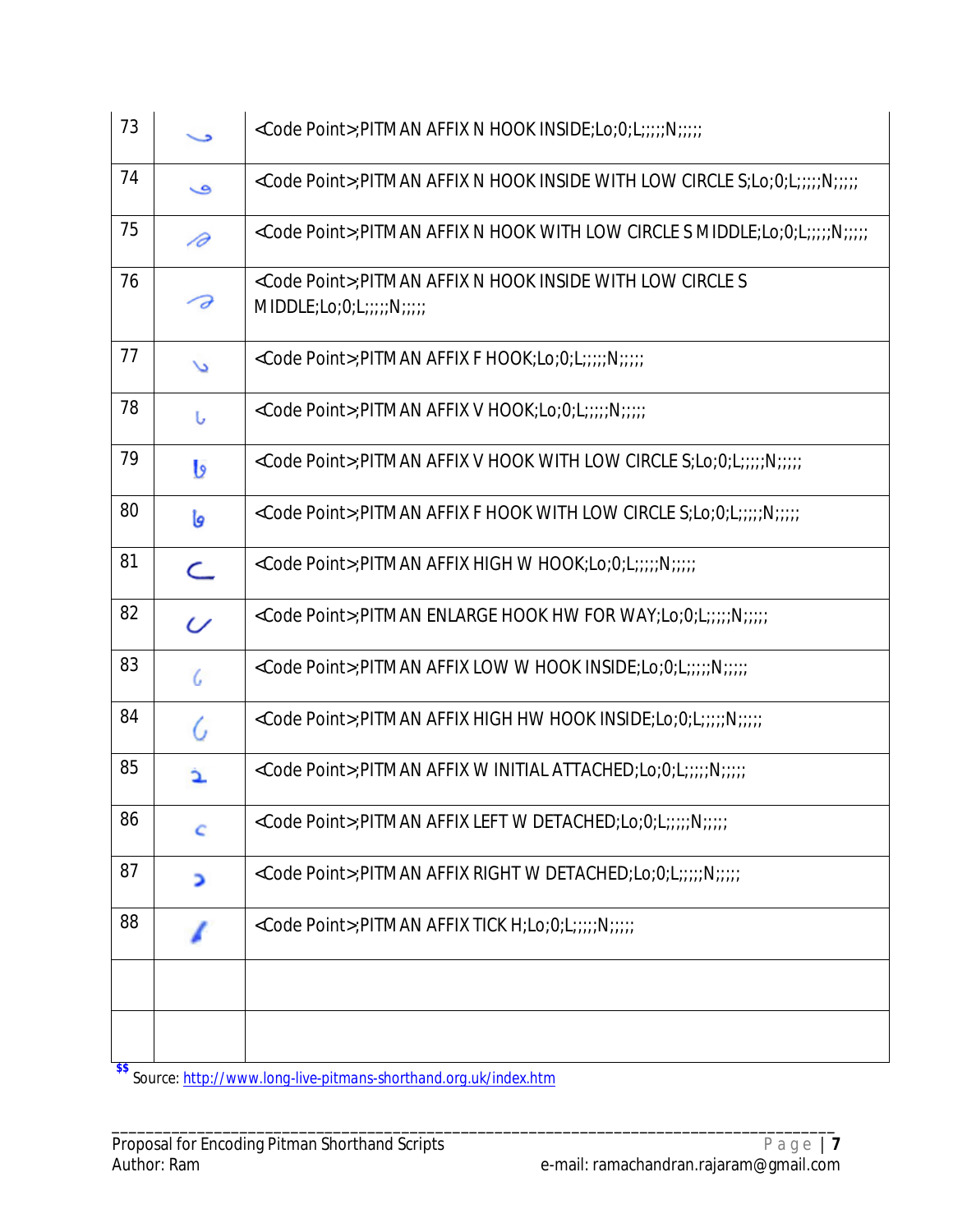| | | |
|---|---|---|
| 73 | | <Code Point>;PITMAN AFFIX N HOOK INSIDE;Lo;0;L;;;;;N;;;;; |
| 74 | | <Code Point>;PITMAN AFFIX N HOOK INSIDE WITH LOW CIRCLE S;Lo;0;L;;;;;N;;;;; |
| 75 | | <Code Point>;PITMAN AFFIX N HOOK WITH LOW CIRCLE S MIDDLE;Lo;0;L;;;;;N;;;;; |
| 76 | | <Code Point>;PITMAN AFFIX N HOOK INSIDE WITH LOW CIRCLE S MIDDLE;Lo;0;L;;;;;N;;;;; |
| 77 | | <Code Point>;PITMAN AFFIX F HOOK;Lo;0;L;;;;;N;;;;; |
| 78 | | <Code Point>;PITMAN AFFIX V HOOK;Lo;0;L;;;;;N;;;;; |
| 79 | | <Code Point>;PITMAN AFFIX V HOOK WITH LOW CIRCLE S;Lo;0;L;;;;;N;;;;; |
| 80 | | <Code Point>;PITMAN AFFIX F HOOK WITH LOW CIRCLE S;Lo;0;L;;;;;N;;;;; |
| 81 | | <Code Point>;PITMAN AFFIX HIGH W HOOK;Lo;0;L;;;;;N;;;;; |
| 82 | | <Code Point>;PITMAN ENLARGE HOOK HW FOR WAY;Lo;0;L;;;;;N;;;;; |
| 83 | | <Code Point>;PITMAN AFFIX LOW W HOOK INSIDE;Lo;0;L;;;;;N;;;;; |
| 84 | | <Code Point>;PITMAN AFFIX HIGH HW HOOK INSIDE;Lo;0;L;;;;;N;;;;; |
| 85 | | <Code Point>;PITMAN AFFIX W INITIAL ATTACHED;Lo;0;L;;;;;N;;;;; |
| 86 | | <Code Point>;PITMAN AFFIX LEFT W DETACHED;Lo;0;L;;;;;N;;;;; |
| 87 | | <Code Point>;PITMAN AFFIX RIGHT W DETACHED;Lo;0;L;;;;;N;;;;; |
| 88 | | <Code Point>;PITMAN AFFIX TICK H;Lo;0;L;;;;;N;;;;; |
| | | |
| | | |

[$$] Source: [http://www.long-live-pitmans-shorthand.org.uk/index.htm](http://www.long-live-pitmans-shorthand.org.uk/index.htm)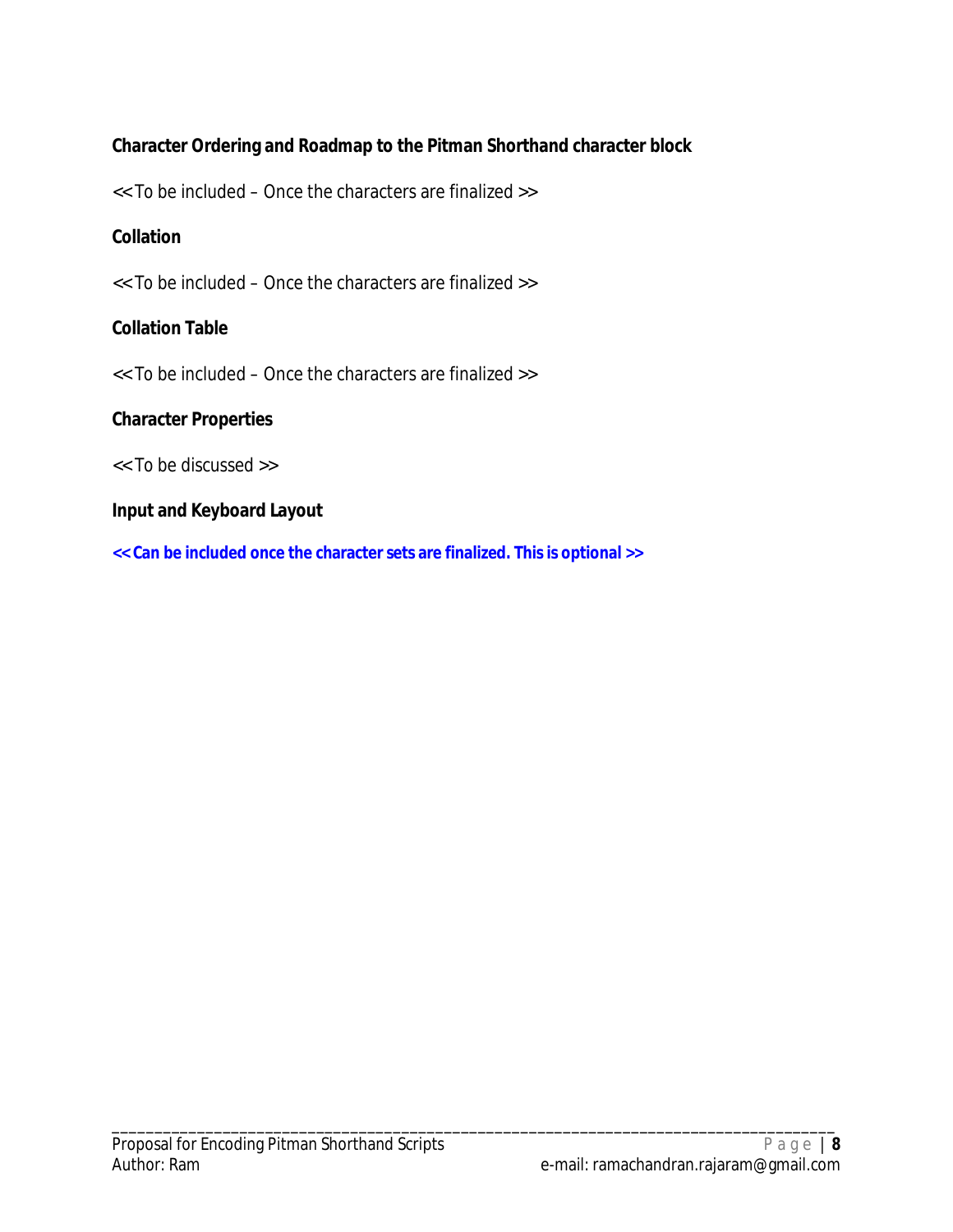**Character Ordering and Roadmap to the Pitman Shorthand character block**

<< To be included – Once the characters are finalized >>

**Collation**

<< To be included – Once the characters are finalized >>

**Collation Table**

<< To be included – Once the characters are finalized >>

**Character Properties**

<< To be discussed >>

**Input and Keyboard Layout**

**<< Can be included once the character sets are finalized. This is optional >>**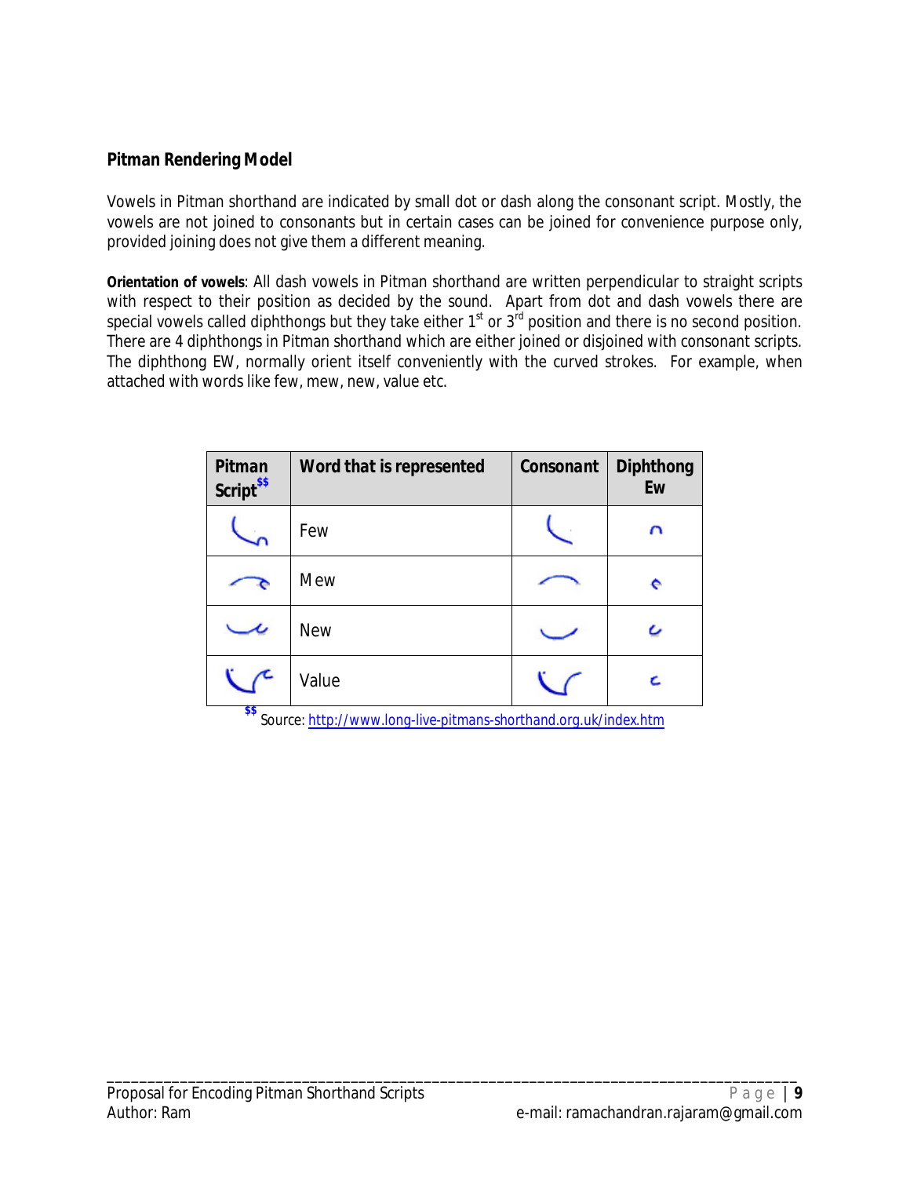## Pitman Rendering Model

Vowels in Pitman shorthand are indicated by small dot or dash along the consonant script. Mostly, the vowels are not joined to consonants but in certain cases can be joined for convenience purpose only, provided joining does not give them a different meaning.

**Orientation of vowels**: All dash vowels in Pitman shorthand are written perpendicular to straight scripts with respect to their position as decided by the sound. Apart from dot and dash vowels there are special vowels called diphthongs but they take either 1st or 3rd position and there is no second position. There are 4 diphthongs in Pitman shorthand which are either joined or disjoined with consonant scripts. The diphthong EW, normally orient itself conveniently with the curved strokes. For example, when attached with words like few, mew, new, value etc.

| Pitman Script[$$] | Word that is represented | Consonant | Diphthong Ew |
|---|---|---|---|
| | Few | | |
| | Mew | | |
| | New | | |
| | Value | | |

[$$] Source: http://www.long-live-pitmans-shorthand.org.uk/index.htm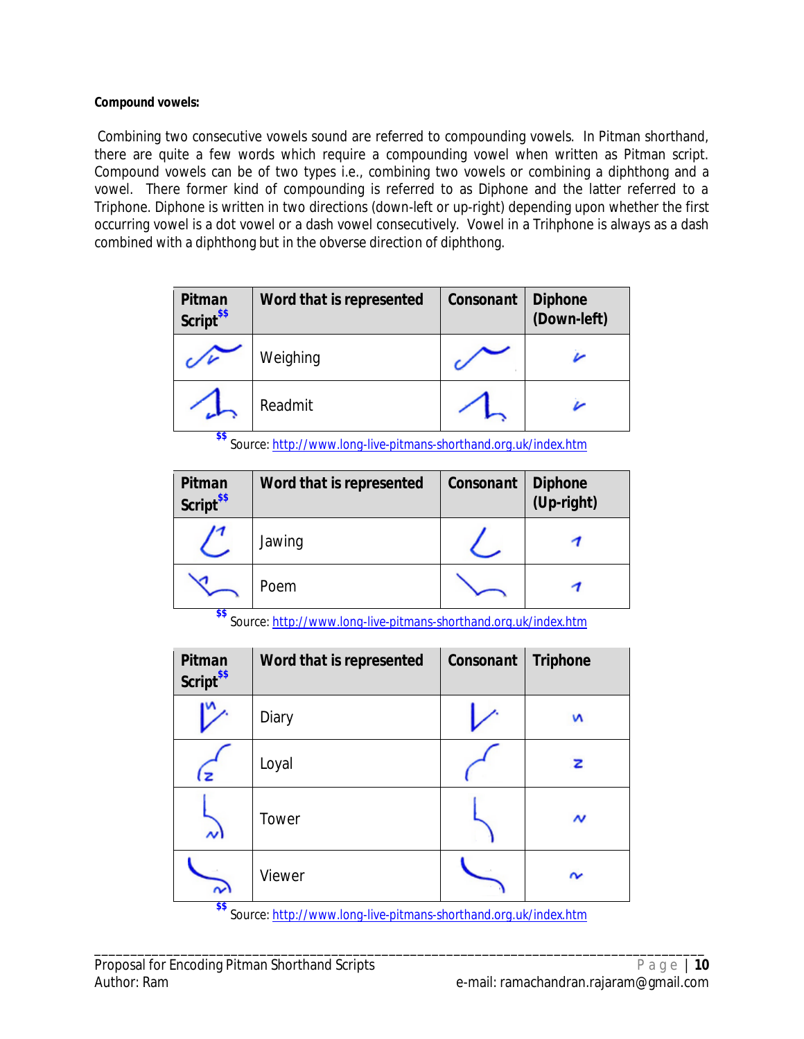**Compound vowels:**

Combining two consecutive vowels sound are referred to compounding vowels. In Pitman shorthand, there are quite a few words which require a compounding vowel when written as Pitman script. Compound vowels can be of two types i.e., combining two vowels or combining a diphthong and a vowel. There former kind of compounding is referred to as Diphone and the latter referred to a Triphone. Diphone is written in two directions (down-left or up-right) depending upon whether the first occurring vowel is a dot vowel or a dash vowel consecutively. Vowel in a Trihphone is always as a dash combined with a diphthong but in the obverse direction of diphthong.

| Pitman Script[$$] | Word that is represented | Consonant | Diphone (Down-left) |
|---|---|---|---|
| | Weighing | | |
| | Readmit | | |

[$$] Source: http://www.long-live-pitmans-shorthand.org.uk/index.htm

| Pitman Script[$$] | Word that is represented | Consonant | Diphone (Up-right) |
|---|---|---|---|
| | Jawing | | |
| | Poem | | |

[$$] Source: http://www.long-live-pitmans-shorthand.org.uk/index.htm

| Pitman Script[$$] | Word that is represented | Consonant | Triphone |
|---|---|---|---|
| | Diary | | |
| | Loyal | | |
| | Tower | | |
| | Viewer | | |

[$$] Source: http://www.long-live-pitmans-shorthand.org.uk/index.htm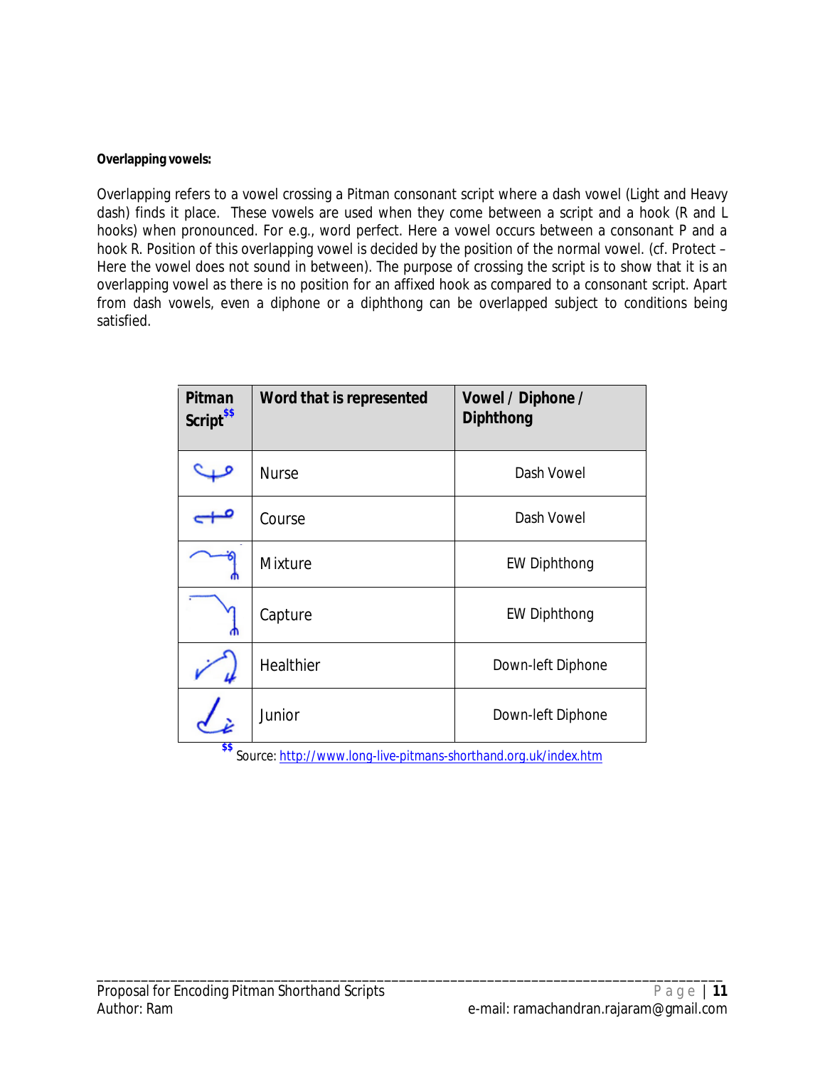**Overlapping vowels:**

Overlapping refers to a vowel crossing a Pitman consonant script where a dash vowel (Light and Heavy dash) finds it place. These vowels are used when they come between a script and a hook (R and L hooks) when pronounced. For e.g., word perfect. Here a vowel occurs between a consonant P and a hook R. Position of this overlapping vowel is decided by the position of the normal vowel. (cf. Protect – Here the vowel does not sound in between). The purpose of crossing the script is to show that it is an overlapping vowel as there is no position for an affixed hook as compared to a consonant script. Apart from dash vowels, even a diphone or a diphthong can be overlapped subject to conditions being satisfied.

| Pitman Script[$$] | Word that is represented | Vowel / Diphone / Diphthong |
|---|---|---|
| | Nurse | Dash Vowel |
| | Course | Dash Vowel |
| | Mixture | EW Diphthong |
| | Capture | EW Diphthong |
| | Healthier | Down-left Diphone |
| | Junior | Down-left Diphone |

[$$] Source: http://www.long-live-pitmans-shorthand.org.uk/index.htm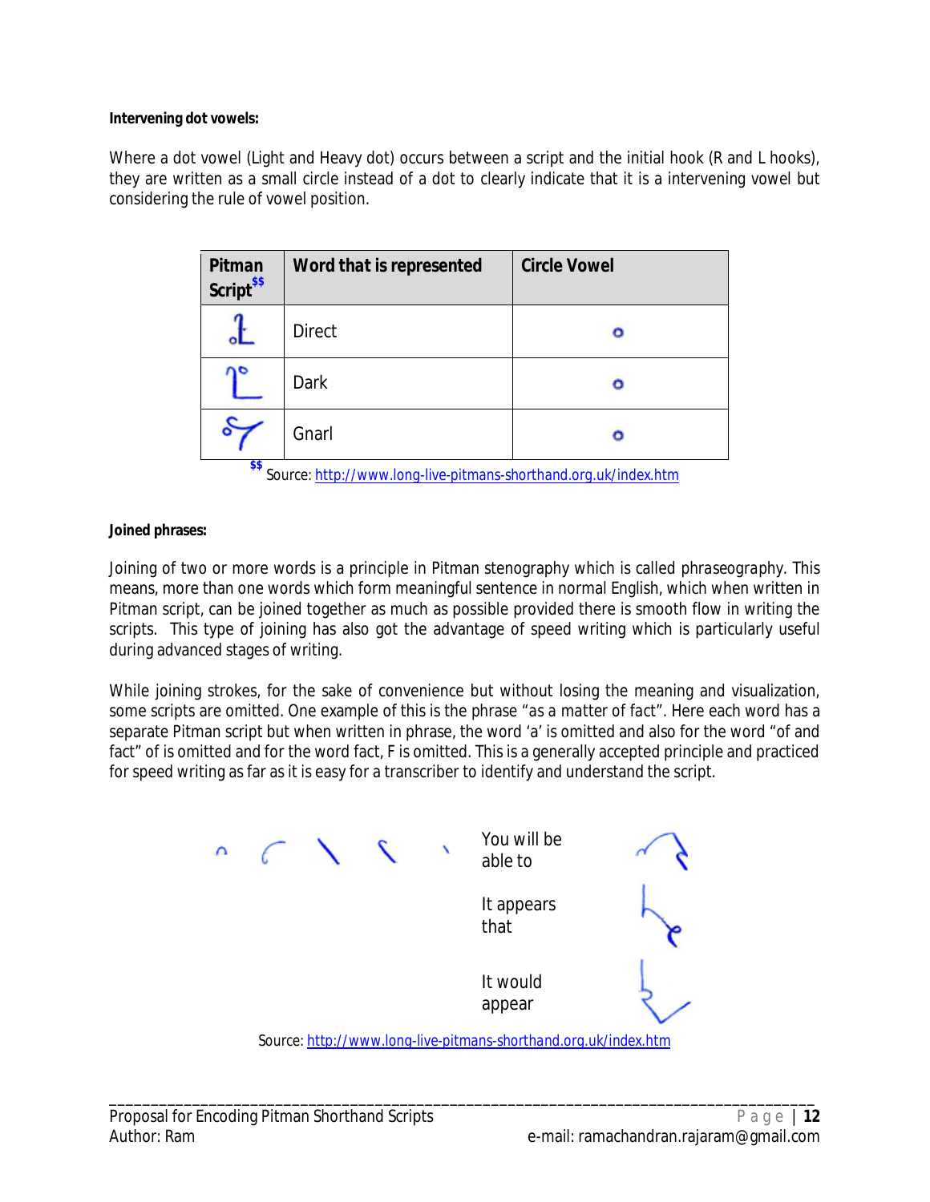**Intervening dot vowels:**

Where a dot vowel (Light and Heavy dot) occurs between a script and the initial hook (R and L hooks), they are written as a small circle instead of a dot to clearly indicate that it is a intervening vowel but considering the rule of vowel position.

| Pitman Script[$$] | Word that is represented | Circle Vowel |
|---|---|---|
| | Direct | ο |
| | Dark | ο |
| | Gnarl | ο |

[$$] Source: http://www.long-live-pitmans-shorthand.org.uk/index.htm

**Joined phrases:**

Joining of two or more words is a principle in Pitman stenography which is called *phraseography*. This means, more than one words which form meaningful sentence in normal English, which when written in Pitman script, can be joined together as much as possible provided there is smooth flow in writing the scripts. This type of joining has also got the advantage of speed writing which is particularly useful during advanced stages of writing.

While joining strokes, for the sake of convenience but without losing the meaning and visualization, some scripts are omitted. One example of this is the phrase "as a matter of fact". Here each word has a separate Pitman script but when written in phrase, the word 'a' is omitted and also for the word "of and fact" of is omitted and for the word fact, F is omitted. This is a generally accepted principle and practiced for speed writing as far as it is easy for a transcriber to identify and understand the script.

You will be able to

It appears that

It would appear

Source: http://www.long-live-pitmans-shorthand.org.uk/index.htm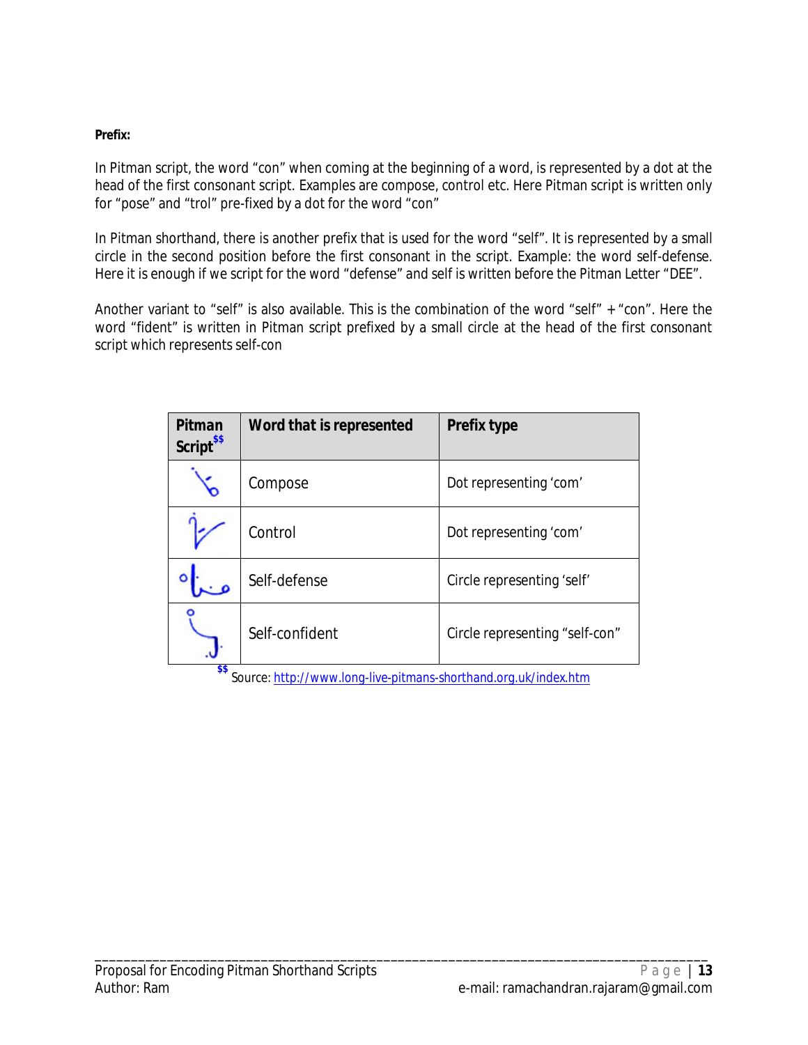**Prefix:**

In Pitman script, the word "con" when coming at the beginning of a word, is represented by a dot at the head of the first consonant script. Examples are compose, control etc. Here Pitman script is written only for "pose" and "trol" pre-fixed by a dot for the word "con"

In Pitman shorthand, there is another prefix that is used for the word "self". It is represented by a small circle in the second position before the first consonant in the script. Example: the word self-defense. Here it is enough if we script for the word "defense" and self is written before the Pitman Letter "DEE".

Another variant to "self" is also available. This is the combination of the word "self" + "con". Here the word "fident" is written in Pitman script prefixed by a small circle at the head of the first consonant script which represents self-con

| Pitman Script[$$] | Word that is represented | Prefix type |
|---|---|---|
| | Compose | Dot representing 'com' |
| | Control | Dot representing 'com' |
| | Self-defense | Circle representing 'self' |
| | Self-confident | Circle representing "self-con" |

[$$] Source: http://www.long-live-pitmans-shorthand.org.uk/index.htm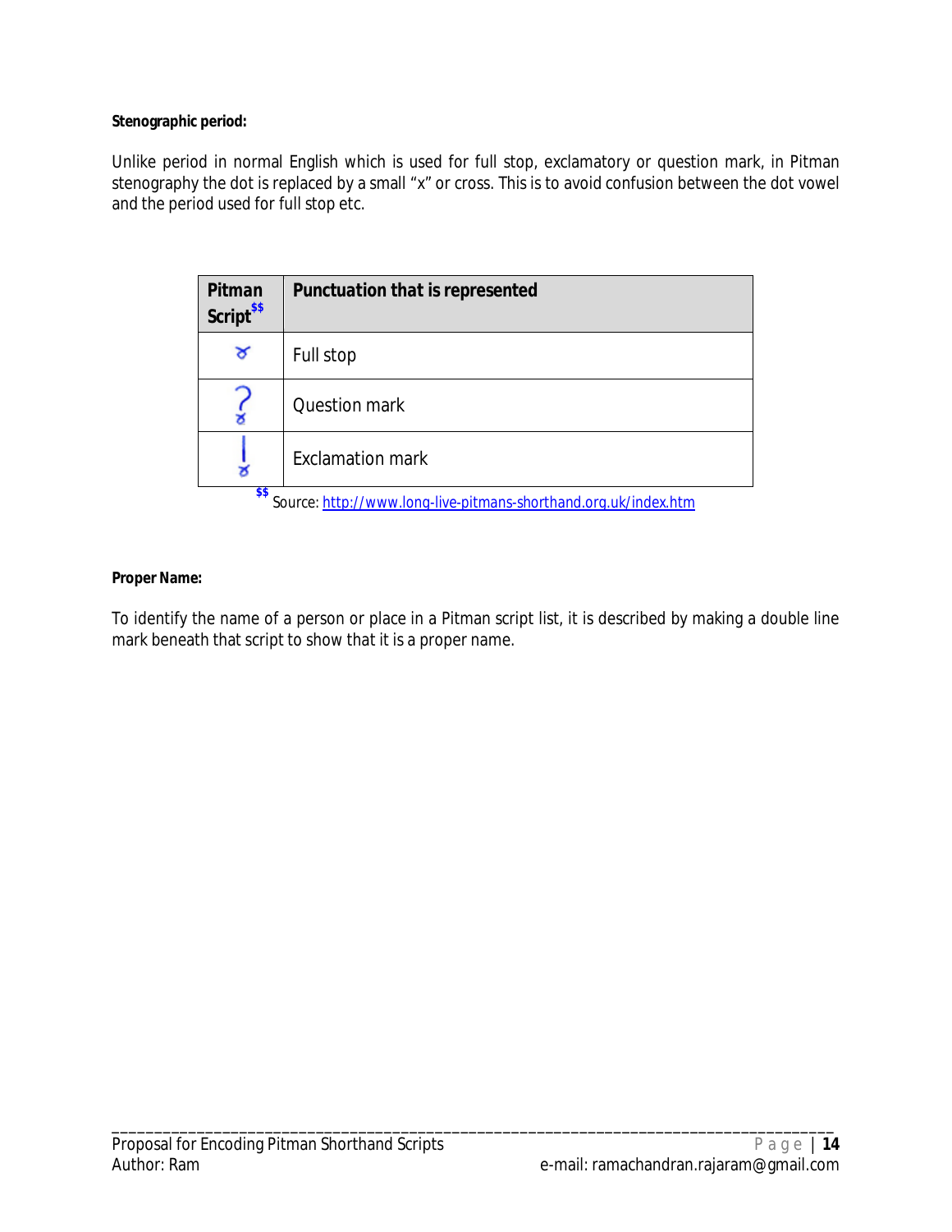**Stenographic period:**

Unlike period in normal English which is used for full stop, exclamatory or question mark, in Pitman stenography the dot is replaced by a small "x" or cross. This is to avoid confusion between the dot vowel and the period used for full stop etc.

| Pitman Script[$$] | Punctuation that is represented |
|---|---|
| | Full stop |
| | Question mark |
| | Exclamation mark |

[$$] Source: http://www.long-live-pitmans-shorthand.org.uk/index.htm

**Proper Name:**

To identify the name of a person or place in a Pitman script list, it is described by making a double line mark beneath that script to show that it is a proper name.